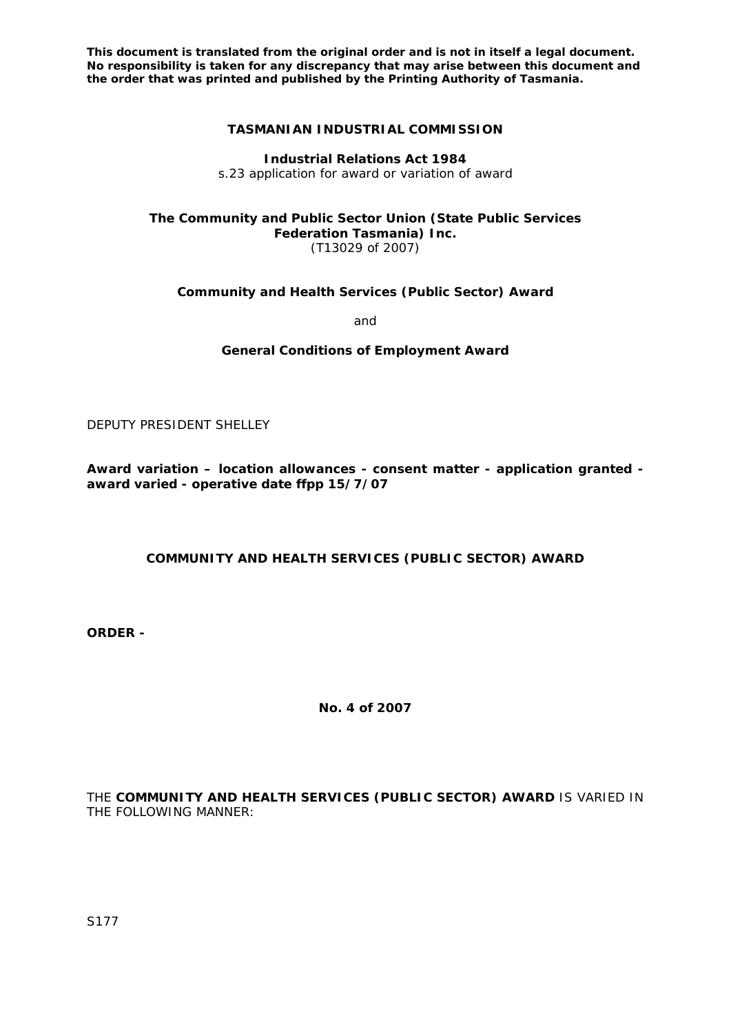**This document is translated from the original order and is not in itself a legal document. No responsibility is taken for any discrepancy that may arise between this document and the order that was printed and published by the Printing Authority of Tasmania.**

**TASMANIAN INDUSTRIAL COMMISSION**

**Industrial Relations Act 1984**
s.23 application for award or variation of award

**The Community and Public Sector Union (State Public Services Federation Tasmania) Inc.**
(T13029 of 2007)

**Community and Health Services (Public Sector) Award**

and

**General Conditions of Employment Award**

DEPUTY PRESIDENT SHELLEY

**Award variation – location allowances - consent matter - application granted - award varied - operative date ffpp 15/7/07**

**COMMUNITY AND HEALTH SERVICES (PUBLIC SECTOR) AWARD**

**ORDER -**

**No. 4 of 2007**

THE **COMMUNITY AND HEALTH SERVICES (PUBLIC SECTOR) AWARD** IS VARIED IN THE FOLLOWING MANNER:

S177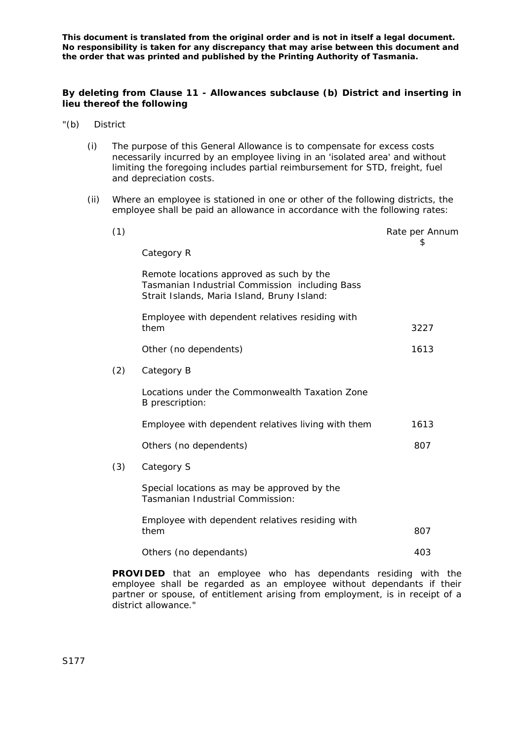**This document is translated from the original order and is not in itself a legal document. No responsibility is taken for any discrepancy that may arise between this document and the order that was printed and published by the Printing Authority of Tasmania.**

**By deleting from Clause 11 - Allowances subclause (b) District and inserting in lieu thereof the following**

"(b) District

(i) The purpose of this General Allowance is to compensate for excess costs necessarily incurred by an employee living in an 'isolated area' and without limiting the foregoing includes partial reimbursement for STD, freight, fuel and depreciation costs.

(ii) Where an employee is stationed in one or other of the following districts, the employee shall be paid an allowance in accordance with the following rates:

| | | Rate per Annum $ |
|---|---|---|
| (1) | Category R | |
| | Remote locations approved as such by the Tasmanian Industrial Commission including Bass Strait Islands, Maria Island, Bruny Island: | |
| | Employee with dependent relatives residing with them | 3227 |
| | Other (no dependents) | 1613 |
| (2) | Category B | |
| | Locations under the Commonwealth Taxation Zone B prescription: | |
| | Employee with dependent relatives living with them | 1613 |
| | Others (no dependents) | 807 |
| (3) | Category S | |
| | Special locations as may be approved by the Tasmanian Industrial Commission: | |
| | Employee with dependent relatives residing with them | 807 |
| | Others (no dependants) | 403 |

**PROVIDED** that an employee who has dependants residing with the employee shall be regarded as an employee without dependants if their partner or spouse, of entitlement arising from employment, is in receipt of a district allowance."

S177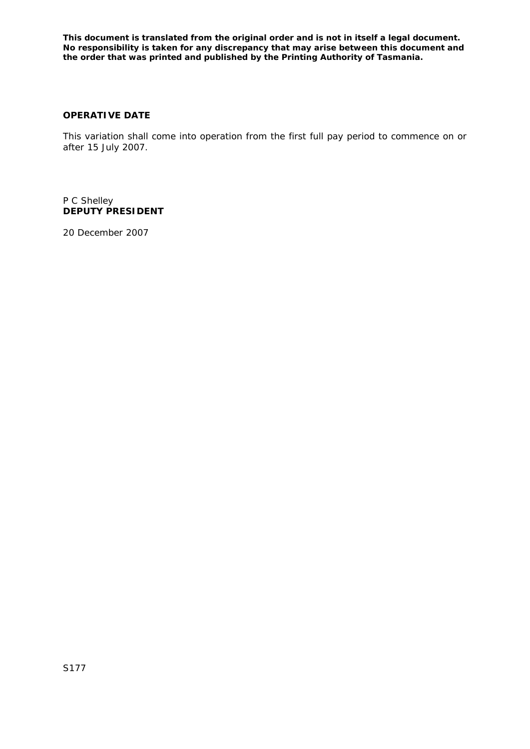**This document is translated from the original order and is not in itself a legal document. No responsibility is taken for any discrepancy that may arise between this document and the order that was printed and published by the Printing Authority of Tasmania.**

**OPERATIVE DATE**

This variation shall come into operation from the first full pay period to commence on or after 15 July 2007.

P C Shelley
**DEPUTY PRESIDENT**

20 December 2007

S177